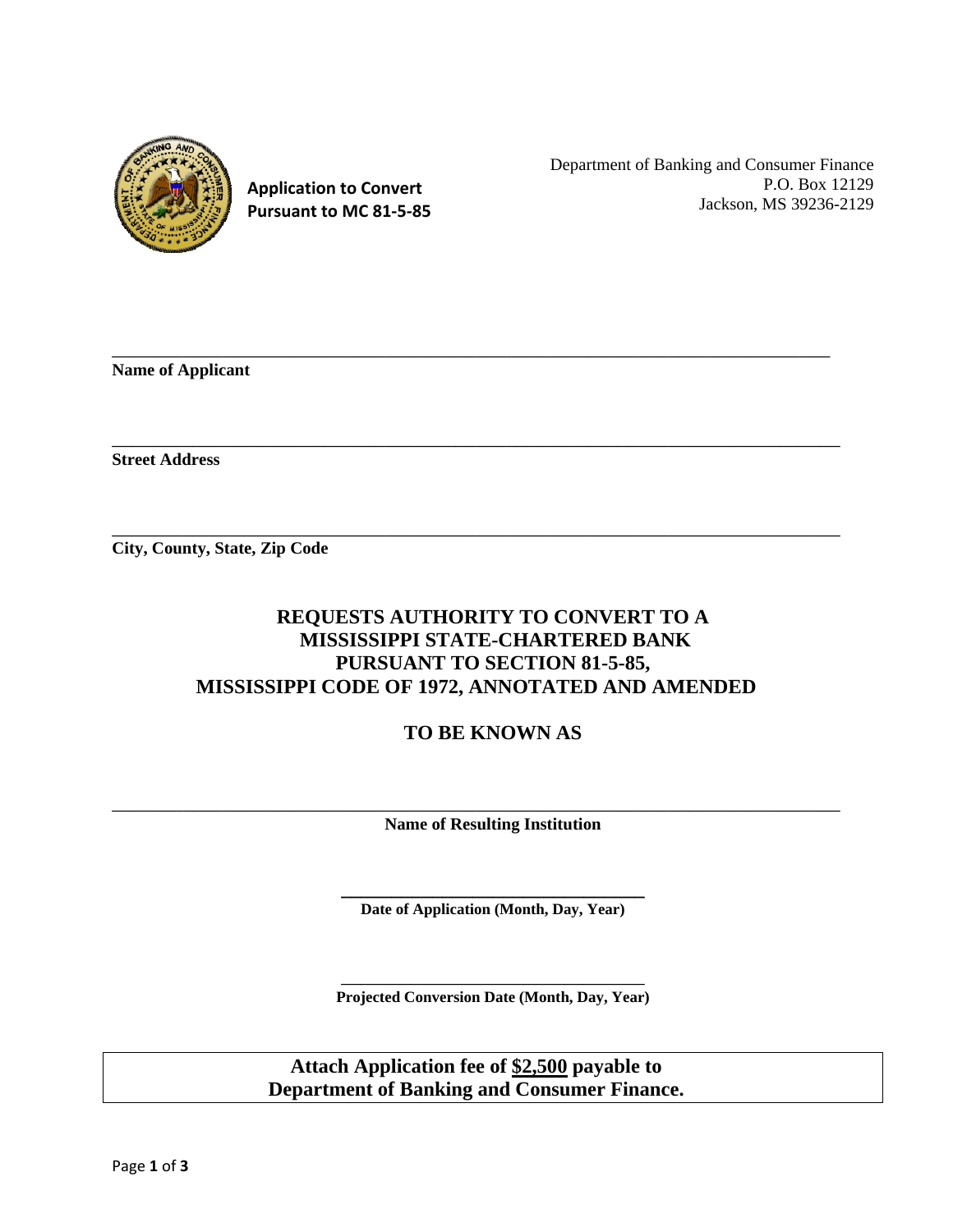**Application to Convert**
**Pursuant to MC 81-5-85**

Department of Banking and Consumer Finance
P.O. Box 12129
Jackson, MS 39236-2129

\_\_\_\_\_\_\_\_\_\_\_\_\_\_\_\_\_\_\_\_\_\_\_\_\_\_\_\_\_\_\_\_\_\_\_\_\_\_\_\_\_\_\_\_\_\_\_\_\_\_\_\_\_\_\_\_\_\_\_\_\_\_\_\_\_\_\_\_

**Name of Applicant**

\_\_\_\_\_\_\_\_\_\_\_\_\_\_\_\_\_\_\_\_\_\_\_\_\_\_\_\_\_\_\_\_\_\_\_\_\_\_\_\_\_\_\_\_\_\_\_\_\_\_\_\_\_\_\_\_\_\_\_\_\_\_\_\_\_\_\_\_

**Street Address**

\_\_\_\_\_\_\_\_\_\_\_\_\_\_\_\_\_\_\_\_\_\_\_\_\_\_\_\_\_\_\_\_\_\_\_\_\_\_\_\_\_\_\_\_\_\_\_\_\_\_\_\_\_\_\_\_\_\_\_\_\_\_\_\_\_\_\_\_

**City, County, State, Zip Code**

## REQUESTS AUTHORITY TO CONVERT TO A MISSISSIPPI STATE-CHARTERED BANK PURSUANT TO SECTION 81-5-85, MISSISSIPPI CODE OF 1972, ANNOTATED AND AMENDED

## TO BE KNOWN AS

\_\_\_\_\_\_\_\_\_\_\_\_\_\_\_\_\_\_\_\_\_\_\_\_\_\_\_\_\_\_\_\_\_\_\_\_\_\_\_\_\_\_\_\_\_\_\_\_\_\_\_\_\_\_\_\_\_\_\_\_\_\_\_\_\_\_\_\_

**Name of Resulting Institution**

\_\_\_\_\_\_\_\_\_\_\_\_\_\_\_\_\_\_\_\_\_\_\_\_\_\_\_\_\_\_\_\_

**Date of Application (Month, Day, Year)**

\_\_\_\_\_\_\_\_\_\_\_\_\_\_\_\_\_\_\_\_\_\_\_\_\_\_\_\_\_\_\_\_

**Projected Conversion Date (Month, Day, Year)**

**Attach Application fee of $2,500 payable to Department of Banking and Consumer Finance.**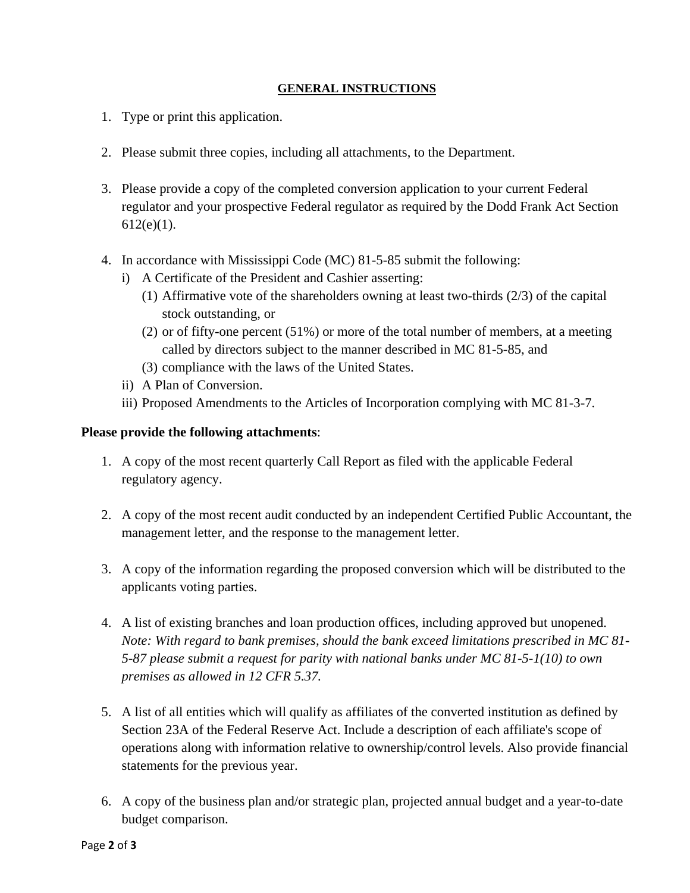## GENERAL INSTRUCTIONS

1. Type or print this application.

2. Please submit three copies, including all attachments, to the Department.

3. Please provide a copy of the completed conversion application to your current Federal regulator and your prospective Federal regulator as required by the Dodd Frank Act Section 612(e)(1).

4. In accordance with Mississippi Code (MC) 81-5-85 submit the following:
   i) A Certificate of the President and Cashier asserting:
      (1) Affirmative vote of the shareholders owning at least two-thirds (2/3) of the capital stock outstanding, or
      (2) or of fifty-one percent (51%) or more of the total number of members, at a meeting called by directors subject to the manner described in MC 81-5-85, and
      (3) compliance with the laws of the United States.
   ii) A Plan of Conversion.
   iii) Proposed Amendments to the Articles of Incorporation complying with MC 81-3-7.

**Please provide the following attachments**:

1. A copy of the most recent quarterly Call Report as filed with the applicable Federal regulatory agency.

2. A copy of the most recent audit conducted by an independent Certified Public Accountant, the management letter, and the response to the management letter.

3. A copy of the information regarding the proposed conversion which will be distributed to the applicants voting parties.

4. A list of existing branches and loan production offices, including approved but unopened. *Note: With regard to bank premises, should the bank exceed limitations prescribed in MC 81-5-87 please submit a request for parity with national banks under MC 81-5-1(10) to own premises as allowed in 12 CFR 5.37.*

5. A list of all entities which will qualify as affiliates of the converted institution as defined by Section 23A of the Federal Reserve Act. Include a description of each affiliate's scope of operations along with information relative to ownership/control levels. Also provide financial statements for the previous year.

6. A copy of the business plan and/or strategic plan, projected annual budget and a year-to-date budget comparison.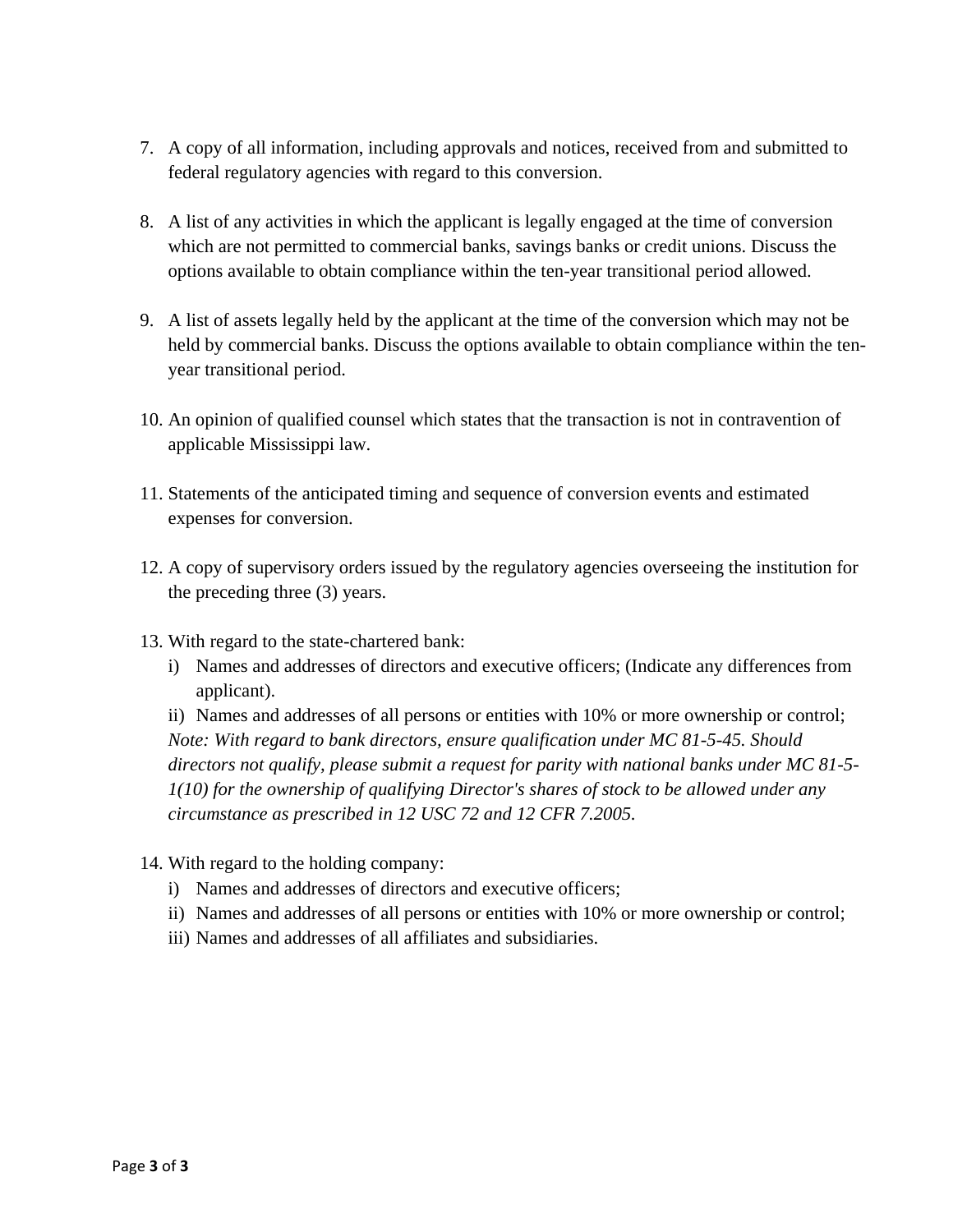7. A copy of all information, including approvals and notices, received from and submitted to federal regulatory agencies with regard to this conversion.

8. A list of any activities in which the applicant is legally engaged at the time of conversion which are not permitted to commercial banks, savings banks or credit unions. Discuss the options available to obtain compliance within the ten-year transitional period allowed.

9. A list of assets legally held by the applicant at the time of the conversion which may not be held by commercial banks. Discuss the options available to obtain compliance within the ten-year transitional period.

10. An opinion of qualified counsel which states that the transaction is not in contravention of applicable Mississippi law.

11. Statements of the anticipated timing and sequence of conversion events and estimated expenses for conversion.

12. A copy of supervisory orders issued by the regulatory agencies overseeing the institution for the preceding three (3) years.

13. With regard to the state-chartered bank:
    i) Names and addresses of directors and executive officers; (Indicate any differences from applicant).
    ii) Names and addresses of all persons or entities with 10% or more ownership or control;
    *Note: With regard to bank directors, ensure qualification under MC 81-5-45. Should directors not qualify, please submit a request for parity with national banks under MC 81-5-1(10) for the ownership of qualifying Director's shares of stock to be allowed under any circumstance as prescribed in 12 USC 72 and 12 CFR 7.2005.*

14. With regard to the holding company:
    i) Names and addresses of directors and executive officers;
    ii) Names and addresses of all persons or entities with 10% or more ownership or control;
    iii) Names and addresses of all affiliates and subsidiaries.